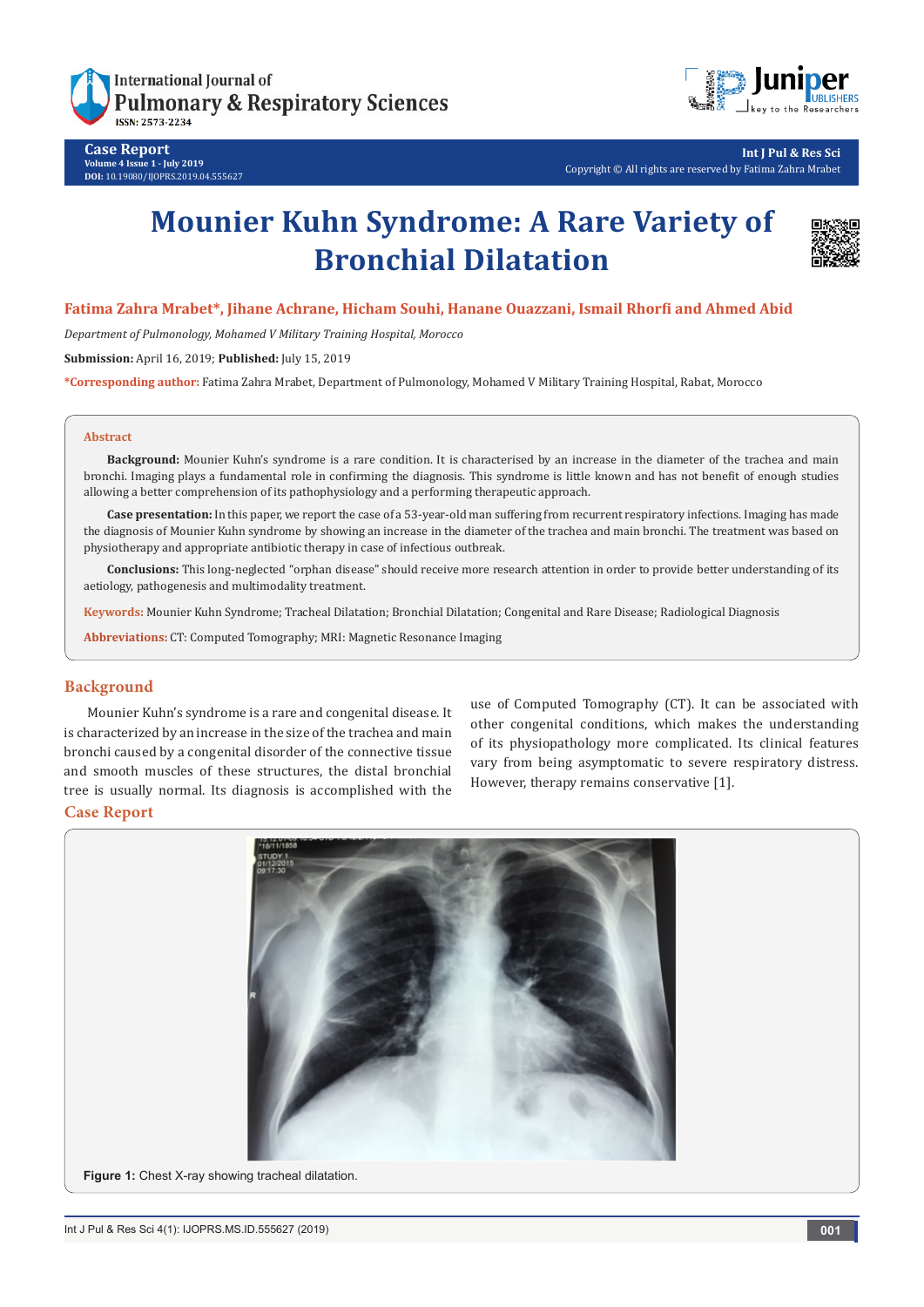# Mounier Kuhn Syndrome: A Rare Variety of Bronchial Dilatation

**Fatima Zahra Mrabet*, Jihane Achrane, Hicham Souhi, Hanane Ouazzani, Ismail Rhorfi and Ahmed Abid**

*Department of Pulmonology, Mohamed V Military Training Hospital, Morocco*

**Submission:** April 16, 2019; **Published:** July 15, 2019

***Corresponding author:** Fatima Zahra Mrabet, Department of Pulmonology, Mohamed V Military Training Hospital, Rabat, Morocco

## Abstract

**Background:** Mounier Kuhn's syndrome is a rare condition. It is characterised by an increase in the diameter of the trachea and main bronchi. Imaging plays a fundamental role in confirming the diagnosis. This syndrome is little known and has not benefit of enough studies allowing a better comprehension of its pathophysiology and a performing therapeutic approach.

**Case presentation:** In this paper, we report the case of a 53-year-old man suffering from recurrent respiratory infections. Imaging has made the diagnosis of Mounier Kuhn syndrome by showing an increase in the diameter of the trachea and main bronchi. The treatment was based on physiotherapy and appropriate antibiotic therapy in case of infectious outbreak.

**Conclusions:** This long-neglected "orphan disease" should receive more research attention in order to provide better understanding of its aetiology, pathogenesis and multimodality treatment.

**Keywords:** Mounier Kuhn Syndrome; Tracheal Dilatation; Bronchial Dilatation; Congenital and Rare Disease; Radiological Diagnosis

**Abbreviations:** CT: Computed Tomography; MRI: Magnetic Resonance Imaging

## Background

Mounier Kuhn's syndrome is a rare and congenital disease. It is characterized by an increase in the size of the trachea and main bronchi caused by a congenital disorder of the connective tissue and smooth muscles of these structures, the distal bronchial tree is usually normal. Its diagnosis is accomplished with the use of Computed Tomography (CT). It can be associated with other congenital conditions, which makes the understanding of its physiopathology more complicated. Its clinical features vary from being asymptomatic to severe respiratory distress. However, therapy remains conservative [1].

## Case Report

**Figure 1:** Chest X-ray showing tracheal dilatation.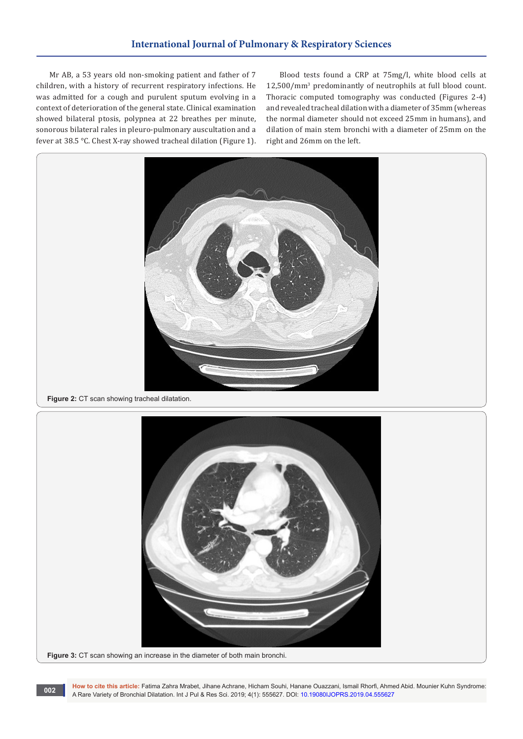Mr AB, a 53 years old non-smoking patient and father of 7 children, with a history of recurrent respiratory infections. He was admitted for a cough and purulent sputum evolving in a context of deterioration of the general state. Clinical examination showed bilateral ptosis, polypnea at 22 breathes per minute, sonorous bilateral rales in pleuro-pulmonary auscultation and a fever at 38.5 °C. Chest X-ray showed tracheal dilation (Figure 1).

Blood tests found a CRP at 75mg/l, white blood cells at 12,500/mm$^3$ predominantly of neutrophils at full blood count. Thoracic computed tomography was conducted (Figures 2-4) and revealed tracheal dilation with a diameter of 35mm (whereas the normal diameter should not exceed 25mm in humans), and dilation of main stem bronchi with a diameter of 25mm on the right and 26mm on the left.

**Figure 2:** CT scan showing tracheal dilatation.

**Figure 3:** CT scan showing an increase in the diameter of both main bronchi.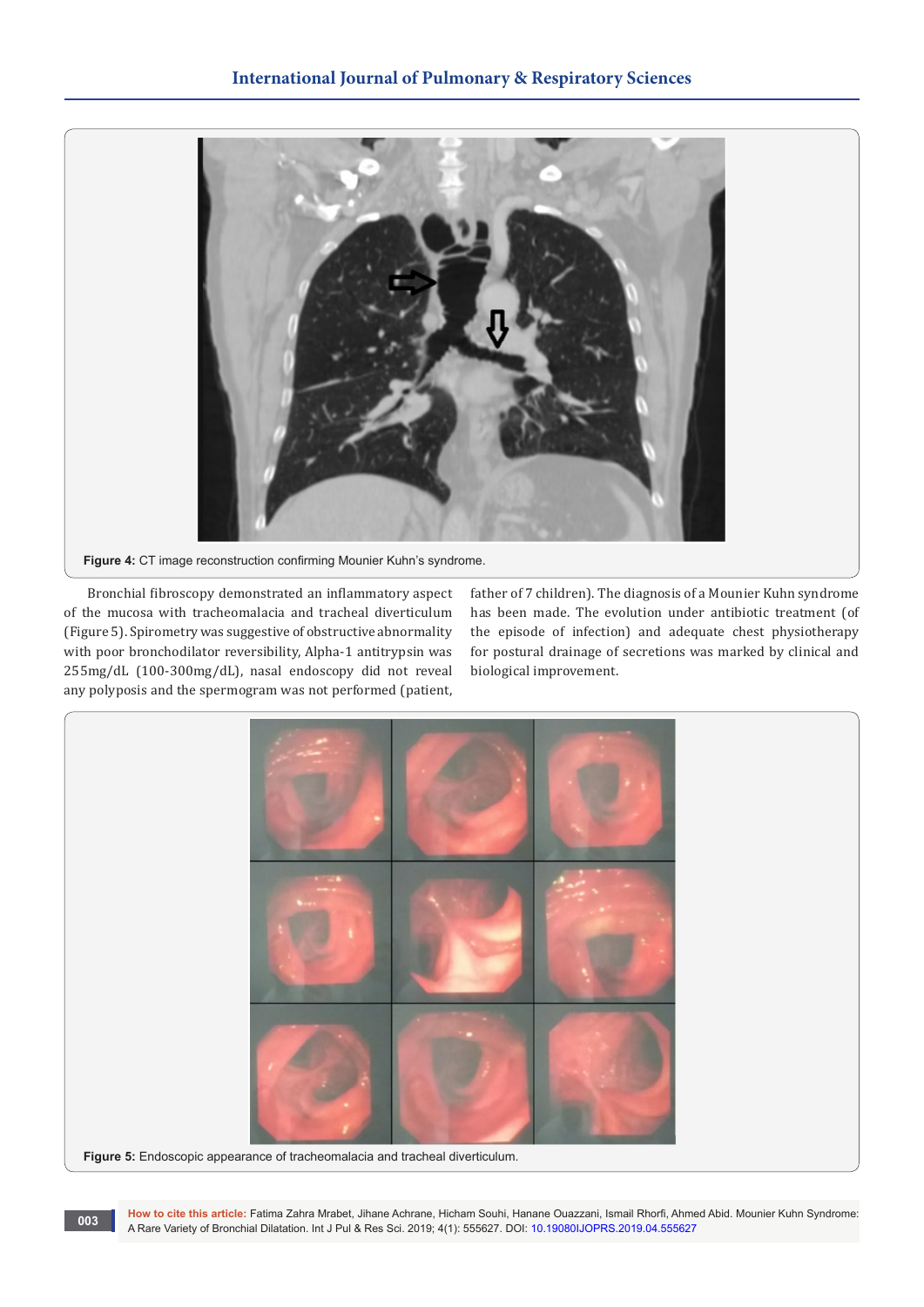Figure 4: CT image reconstruction confirming Mounier Kuhn's syndrome.

Bronchial fibroscopy demonstrated an inflammatory aspect of the mucosa with tracheomalacia and tracheal diverticulum (Figure 5). Spirometry was suggestive of obstructive abnormality with poor bronchodilator reversibility, Alpha-1 antitrypsin was 255mg/dL (100-300mg/dL), nasal endoscopy did not reveal any polyposis and the spermogram was not performed (patient, father of 7 children). The diagnosis of a Mounier Kuhn syndrome has been made. The evolution under antibiotic treatment (of the episode of infection) and adequate chest physiotherapy for postural drainage of secretions was marked by clinical and biological improvement.

Figure 5: Endoscopic appearance of tracheomalacia and tracheal diverticulum.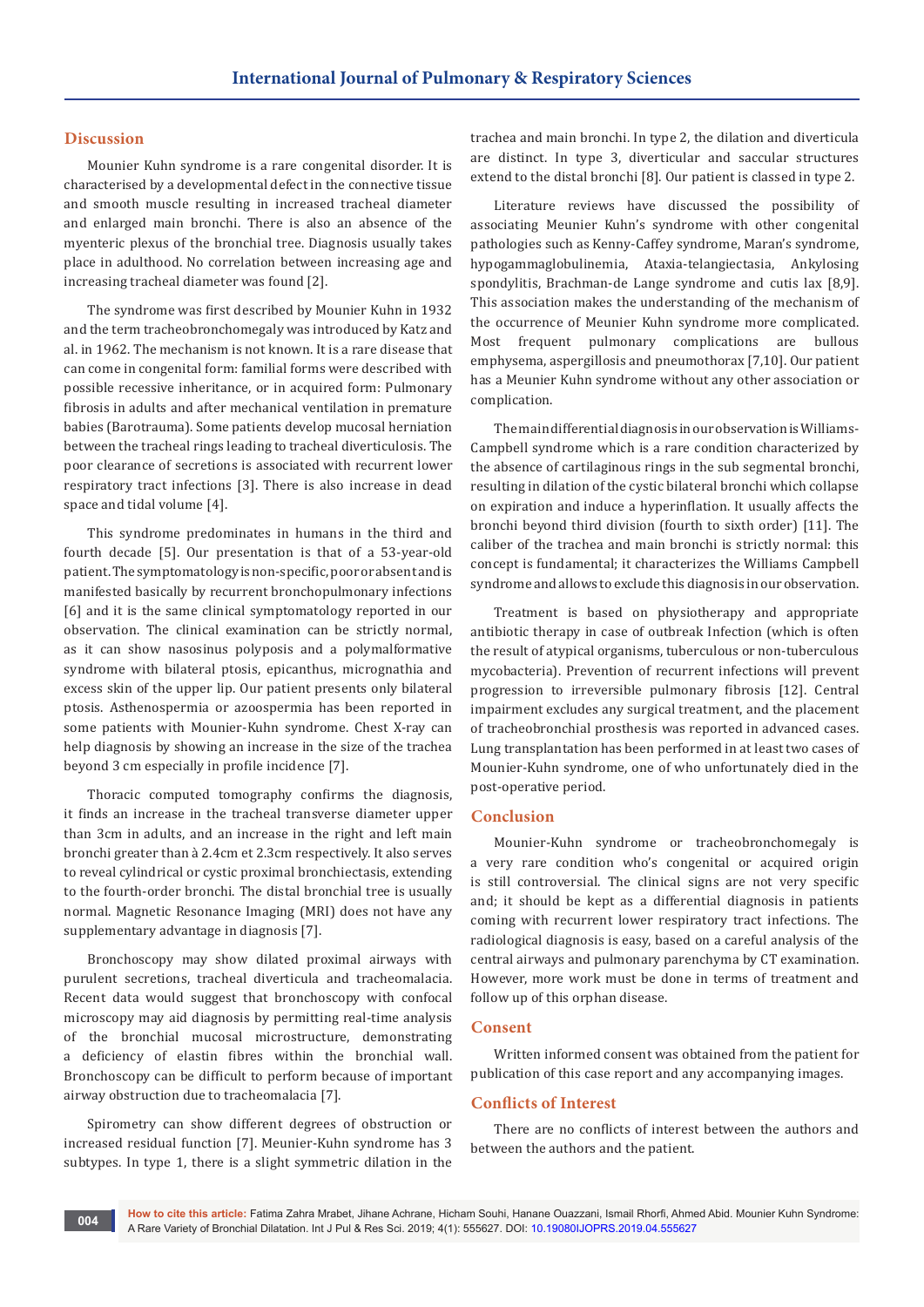## Discussion

Mounier Kuhn syndrome is a rare congenital disorder. It is characterised by a developmental defect in the connective tissue and smooth muscle resulting in increased tracheal diameter and enlarged main bronchi. There is also an absence of the myenteric plexus of the bronchial tree. Diagnosis usually takes place in adulthood. No correlation between increasing age and increasing tracheal diameter was found [2].

The syndrome was first described by Mounier Kuhn in 1932 and the term tracheobronchomegaly was introduced by Katz and al. in 1962. The mechanism is not known. It is a rare disease that can come in congenital form: familial forms were described with possible recessive inheritance, or in acquired form: Pulmonary fibrosis in adults and after mechanical ventilation in premature babies (Barotrauma). Some patients develop mucosal herniation between the tracheal rings leading to tracheal diverticulosis. The poor clearance of secretions is associated with recurrent lower respiratory tract infections [3]. There is also increase in dead space and tidal volume [4].

This syndrome predominates in humans in the third and fourth decade [5]. Our presentation is that of a 53-year-old patient. The symptomatology is non-specific, poor or absent and is manifested basically by recurrent bronchopulmonary infections [6] and it is the same clinical symptomatology reported in our observation. The clinical examination can be strictly normal, as it can show nasosinus polyposis and a polymalformative syndrome with bilateral ptosis, epicanthus, micrognathia and excess skin of the upper lip. Our patient presents only bilateral ptosis. Asthenospermia or azoospermia has been reported in some patients with Mounier-Kuhn syndrome. Chest X-ray can help diagnosis by showing an increase in the size of the trachea beyond 3 cm especially in profile incidence [7].

Thoracic computed tomography confirms the diagnosis, it finds an increase in the tracheal transverse diameter upper than 3cm in adults, and an increase in the right and left main bronchi greater than à 2.4cm et 2.3cm respectively. It also serves to reveal cylindrical or cystic proximal bronchiectasis, extending to the fourth-order bronchi. The distal bronchial tree is usually normal. Magnetic Resonance Imaging (MRI) does not have any supplementary advantage in diagnosis [7].

Bronchoscopy may show dilated proximal airways with purulent secretions, tracheal diverticula and tracheomalacia. Recent data would suggest that bronchoscopy with confocal microscopy may aid diagnosis by permitting real-time analysis of the bronchial mucosal microstructure, demonstrating a deficiency of elastin fibres within the bronchial wall. Bronchoscopy can be difficult to perform because of important airway obstruction due to tracheomalacia [7].

Spirometry can show different degrees of obstruction or increased residual function [7]. Meunier-Kuhn syndrome has 3 subtypes. In type 1, there is a slight symmetric dilation in the trachea and main bronchi. In type 2, the dilation and diverticula are distinct. In type 3, diverticular and saccular structures extend to the distal bronchi [8]. Our patient is classed in type 2.

Literature reviews have discussed the possibility of associating Meunier Kuhn's syndrome with other congenital pathologies such as Kenny-Caffey syndrome, Maran's syndrome, hypogammaglobulinemia, Ataxia-telangiectasia, Ankylosing spondylitis, Brachman-de Lange syndrome and cutis lax [8,9]. This association makes the understanding of the mechanism of the occurrence of Meunier Kuhn syndrome more complicated. Most frequent pulmonary complications are bullous emphysema, aspergillosis and pneumothorax [7,10]. Our patient has a Meunier Kuhn syndrome without any other association or complication.

The main differential diagnosis in our observation is Williams-Campbell syndrome which is a rare condition characterized by the absence of cartilaginous rings in the sub segmental bronchi, resulting in dilation of the cystic bilateral bronchi which collapse on expiration and induce a hyperinflation. It usually affects the bronchi beyond third division (fourth to sixth order) [11]. The caliber of the trachea and main bronchi is strictly normal: this concept is fundamental; it characterizes the Williams Campbell syndrome and allows to exclude this diagnosis in our observation.

Treatment is based on physiotherapy and appropriate antibiotic therapy in case of outbreak Infection (which is often the result of atypical organisms, tuberculous or non-tuberculous mycobacteria). Prevention of recurrent infections will prevent progression to irreversible pulmonary fibrosis [12]. Central impairment excludes any surgical treatment, and the placement of tracheobronchial prosthesis was reported in advanced cases. Lung transplantation has been performed in at least two cases of Mounier-Kuhn syndrome, one of who unfortunately died in the post-operative period.

## Conclusion

Mounier-Kuhn syndrome or tracheobronchomegaly is a very rare condition who's congenital or acquired origin is still controversial. The clinical signs are not very specific and; it should be kept as a differential diagnosis in patients coming with recurrent lower respiratory tract infections. The radiological diagnosis is easy, based on a careful analysis of the central airways and pulmonary parenchyma by CT examination. However, more work must be done in terms of treatment and follow up of this orphan disease.

## Consent

Written informed consent was obtained from the patient for publication of this case report and any accompanying images.

## Conflicts of Interest

There are no conflicts of interest between the authors and between the authors and the patient.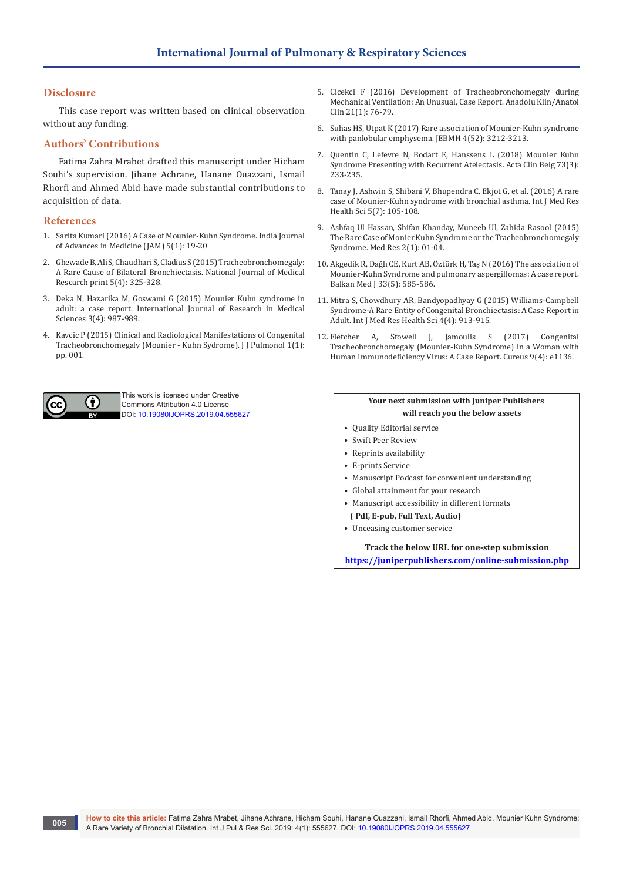## Disclosure

This case report was written based on clinical observation without any funding.

## Authors' Contributions

Fatima Zahra Mrabet drafted this manuscript under Hicham Souhi's supervision. Jihane Achrane, Hanane Ouazzani, Ismail Rhorfi and Ahmed Abid have made substantial contributions to acquisition of data.

## References

1. Sarita Kumari (2016) A Case of Mounier-Kuhn Syndrome. India Journal of Advances in Medicine (JAM) 5(1): 19-20
2. Ghewade B, Ali S, Chaudhari S, Cladius S (2015) Tracheobronchomegaly: A Rare Cause of Bilateral Bronchiectasis. National Journal of Medical Research print 5(4): 325-328.
3. Deka N, Hazarika M, Goswami G (2015) Mounier Kuhn syndrome in adult: a case report. International Journal of Research in Medical Sciences 3(4): 987-989.
4. Kavcic P (2015) Clinical and Radiological Manifestations of Congenital Tracheobronchomegaly (Mounier - Kuhn Sydrome). J J Pulmonol 1(1): pp. 001.
5. Cicekci F (2016) Development of Tracheobronchomegaly during Mechanical Ventilation: An Unusual, Case Report. Anadolu Klin/Anatol Clin 21(1): 76-79.
6. Suhas HS, Utpat K (2017) Rare association of Mounier-Kuhn syndrome with panlobular emphysema. JEBMH 4(52): 3212-3213.
7. Quentin C, Lefevre N, Bodart E, Hanssens L (2018) Mounier Kuhn Syndrome Presenting with Recurrent Atelectasis. Acta Clin Belg 73(3): 233-235.
8. Tanay J, Ashwin S, Shibani V, Bhupendra C, Ekjot G, et al. (2016) A rare case of Mounier-Kuhn syndrome with bronchial asthma. Int J Med Res Health Sci 5(7): 105-108.
9. Ashfaq Ul Hassan, Shifan Khanday, Muneeb Ul, Zahida Rasool (2015) The Rare Case of Monier Kuhn Syndrome or the Tracheobronchomegaly Syndrome. Med Res 2(1): 01-04.
10. Akgedik R, Dağlı CE, Kurt AB, Öztürk H, Taş N (2016) The association of Mounier-Kuhn Syndrome and pulmonary aspergillomas: A case report. Balkan Med J 33(5): 585-586.
11. Mitra S, Chowdhury AR, Bandyopadhyay G (2015) Williams-Campbell Syndrome-A Rare Entity of Congenital Bronchiectasis: A Case Report in Adult. Int J Med Res Health Sci 4(4): 913-915.
12. Fletcher A, Stowell J, Jamoulis S (2017) Congenital Tracheobronchomegaly (Mounier-Kuhn Syndrome) in a Woman with Human Immunodeficiency Virus: A Case Report. Cureus 9(4): e1136.

This work is licensed under Creative Commons Attribution 4.0 License
DOI: 10.19080IJOPRS.2019.04.555627

**Your next submission with Juniper Publishers will reach you the below assets**

- Quality Editorial service
- Swift Peer Review
- Reprints availability
- E-prints Service
- Manuscript Podcast for convenient understanding
- Global attainment for your research
- Manuscript accessibility in different formats
  **( Pdf, E-pub, Full Text, Audio)**
- Unceasing customer service

**Track the below URL for one-step submission**
**https://juniperpublishers.com/online-submission.php**

**How to cite this article:** Fatima Zahra Mrabet, Jihane Achrane, Hicham Souhi, Hanane Ouazzani, Ismail Rhorfi, Ahmed Abid. Mounier Kuhn Syndrome: A Rare Variety of Bronchial Dilatation. Int J Pul & Res Sci. 2019; 4(1): 555627. DOI: 10.19080IJOPRS.2019.04.555627